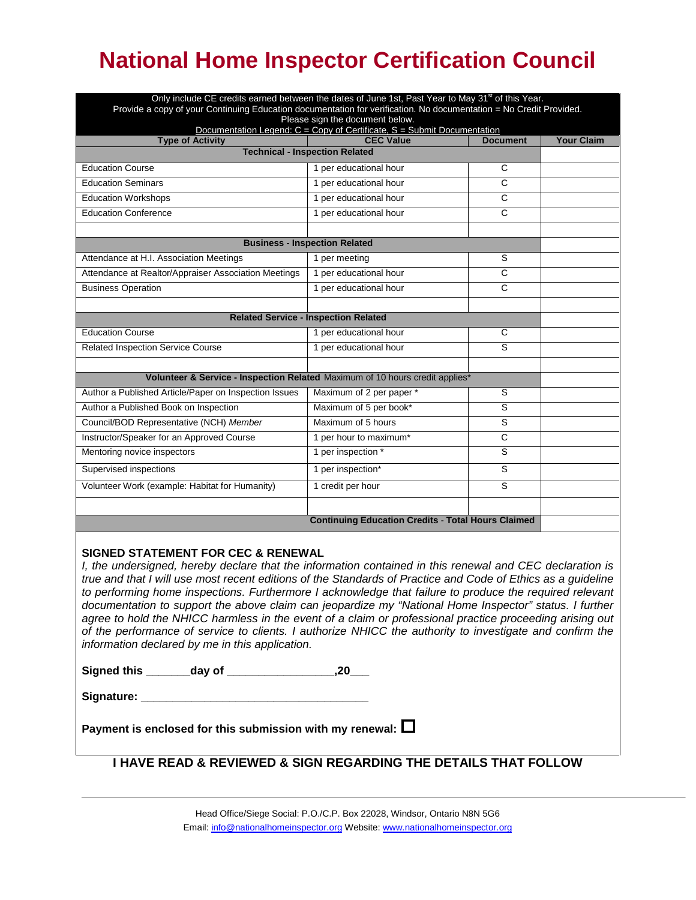# National Home Inspector Certification Council

Only include CE credits earned between the dates of June 1st, Past Year to May 31st of this Year.
Provide a copy of your Continuing Education documentation for verification. No documentation = No Credit Provided.
Please sign the document below.
Documentation Legend: C = Copy of Certificate, S = Submit Documentation

| Type of Activity | CEC Value | Document | Your Claim |
|---|---|---|---|
| **Technical - Inspection Related** | | | |
| Education Course | 1 per educational hour | C | |
| Education Seminars | 1 per educational hour | C | |
| Education Workshops | 1 per educational hour | C | |
| Education Conference | 1 per educational hour | C | |
| | | | |
| **Business - Inspection Related** | | | |
| Attendance at H.I. Association Meetings | 1 per meeting | S | |
| Attendance at Realtor/Appraiser Association Meetings | 1 per educational hour | C | |
| Business Operation | 1 per educational hour | C | |
| | | | |
| **Related Service - Inspection Related** | | | |
| Education Course | 1 per educational hour | C | |
| Related Inspection Service Course | 1 per educational hour | S | |
| | | | |
| **Volunteer & Service - Inspection Related** Maximum of 10 hours credit applies* | | | |
| Author a Published Article/Paper on Inspection Issues | Maximum of 2 per paper * | S | |
| Author a Published Book on Inspection | Maximum of 5 per book* | S | |
| Council/BOD Representative (NCH) *Member* | Maximum of 5 hours | S | |
| Instructor/Speaker for an Approved Course | 1 per hour to maximum* | C | |
| Mentoring novice inspectors | 1 per inspection * | S | |
| Supervised inspections | 1 per inspection* | S | |
| Volunteer Work (example: Habitat for Humanity) | 1 credit per hour | S | |
| | | | |
| **Continuing Education Credits - Total Hours Claimed** | | | |

## SIGNED STATEMENT FOR CEC & RENEWAL

*I, the undersigned, hereby declare that the information contained in this renewal and CEC declaration is true and that I will use most recent editions of the Standards of Practice and Code of Ethics as a guideline to performing home inspections. Furthermore I acknowledge that failure to produce the required relevant documentation to support the above claim can jeopardize my "National Home Inspector" status. I further agree to hold the NHICC harmless in the event of a claim or professional practice proceeding arising out of the performance of service to clients. I authorize NHICC the authority to investigate and confirm the information declared by me in this application.*

**Signed this \_\_\_\_\_\_day of \_\_\_\_\_\_\_\_\_\_\_\_\_\_\_\_,20\_\_\_**

**Signature: \_\_\_\_\_\_\_\_\_\_\_\_\_\_\_\_\_\_\_\_\_\_\_\_\_\_\_\_\_\_\_\_\_\_\_\_**

**Payment is enclosed for this submission with my renewal:** ☐

**I HAVE READ & REVIEWED & SIGN REGARDING THE DETAILS THAT FOLLOW**

Head Office/Siege Social: P.O./C.P. Box 22028, Windsor, Ontario N8N 5G6
Email: info@nationalhomeinspector.org Website: www.nationalhomeinspector.org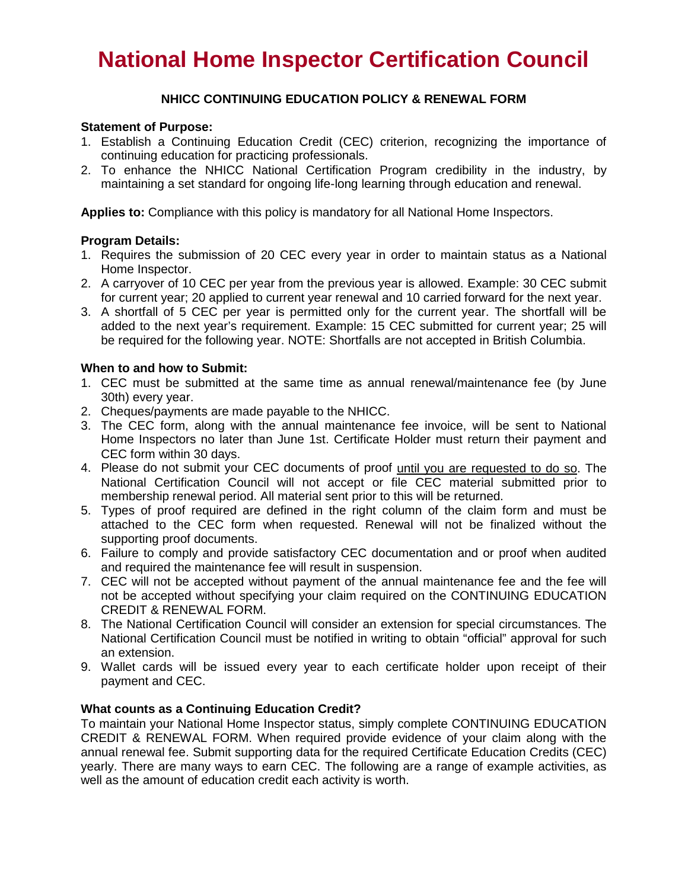# National Home Inspector Certification Council

**NHICC CONTINUING EDUCATION POLICY & RENEWAL FORM**

**Statement of Purpose:**

1. Establish a Continuing Education Credit (CEC) criterion, recognizing the importance of continuing education for practicing professionals.
2. To enhance the NHICC National Certification Program credibility in the industry, by maintaining a set standard for ongoing life-long learning through education and renewal.

**Applies to:** Compliance with this policy is mandatory for all National Home Inspectors.

**Program Details:**

1. Requires the submission of 20 CEC every year in order to maintain status as a National Home Inspector.
2. A carryover of 10 CEC per year from the previous year is allowed. Example: 30 CEC submit for current year; 20 applied to current year renewal and 10 carried forward for the next year.
3. A shortfall of 5 CEC per year is permitted only for the current year. The shortfall will be added to the next year's requirement. Example: 15 CEC submitted for current year; 25 will be required for the following year. NOTE: Shortfalls are not accepted in British Columbia.

**When to and how to Submit:**

1. CEC must be submitted at the same time as annual renewal/maintenance fee (by June 30th) every year.
2. Cheques/payments are made payable to the NHICC.
3. The CEC form, along with the annual maintenance fee invoice, will be sent to National Home Inspectors no later than June 1st. Certificate Holder must return their payment and CEC form within 30 days.
4. Please do not submit your CEC documents of proof <u>until you are requested to do so</u>. The National Certification Council will not accept or file CEC material submitted prior to membership renewal period. All material sent prior to this will be returned.
5. Types of proof required are defined in the right column of the claim form and must be attached to the CEC form when requested. Renewal will not be finalized without the supporting proof documents.
6. Failure to comply and provide satisfactory CEC documentation and or proof when audited and required the maintenance fee will result in suspension.
7. CEC will not be accepted without payment of the annual maintenance fee and the fee will not be accepted without specifying your claim required on the CONTINUING EDUCATION CREDIT & RENEWAL FORM.
8. The National Certification Council will consider an extension for special circumstances. The National Certification Council must be notified in writing to obtain "official" approval for such an extension.
9. Wallet cards will be issued every year to each certificate holder upon receipt of their payment and CEC.

**What counts as a Continuing Education Credit?**

To maintain your National Home Inspector status, simply complete CONTINUING EDUCATION CREDIT & RENEWAL FORM. When required provide evidence of your claim along with the annual renewal fee. Submit supporting data for the required Certificate Education Credits (CEC) yearly. There are many ways to earn CEC. The following are a range of example activities, as well as the amount of education credit each activity is worth.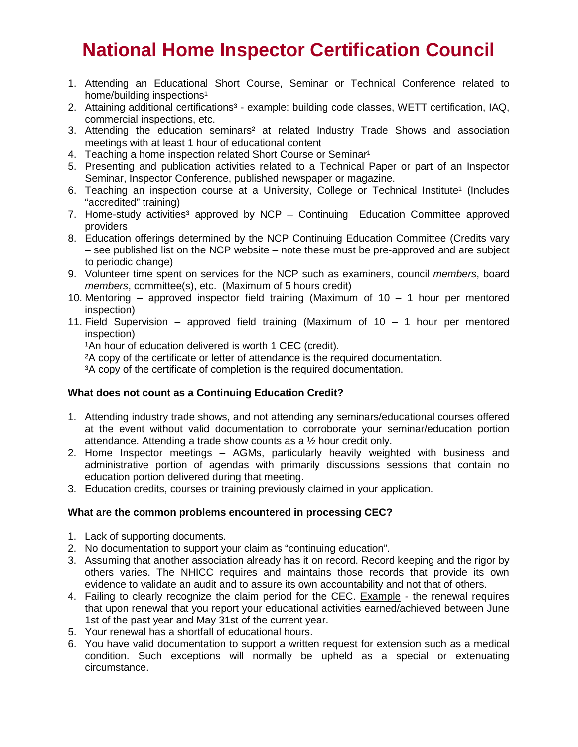# National Home Inspector Certification Council

1. Attending an Educational Short Course, Seminar or Technical Conference related to home/building inspections[1]
2. Attaining additional certifications[3] - example: building code classes, WETT certification, IAQ, commercial inspections, etc.
3. Attending the education seminars[2] at related Industry Trade Shows and association meetings with at least 1 hour of educational content
4. Teaching a home inspection related Short Course or Seminar[1]
5. Presenting and publication activities related to a Technical Paper or part of an Inspector Seminar, Inspector Conference, published newspaper or magazine.
6. Teaching an inspection course at a University, College or Technical Institute[1] (Includes "accredited" training)
7. Home-study activities[3] approved by NCP – Continuing Education Committee approved providers
8. Education offerings determined by the NCP Continuing Education Committee (Credits vary – see published list on the NCP website – note these must be pre-approved and are subject to periodic change)
9. Volunteer time spent on services for the NCP such as examiners, council *members*, board *members*, committee(s), etc. (Maximum of 5 hours credit)
10. Mentoring – approved inspector field training (Maximum of 10 – 1 hour per mentored inspection)
11. Field Supervision – approved field training (Maximum of 10 – 1 hour per mentored inspection)

[1]An hour of education delivered is worth 1 CEC (credit).
[2]A copy of the certificate or letter of attendance is the required documentation.
[3]A copy of the certificate of completion is the required documentation.

**What does not count as a Continuing Education Credit?**

1. Attending industry trade shows, and not attending any seminars/educational courses offered at the event without valid documentation to corroborate your seminar/education portion attendance. Attending a trade show counts as a ½ hour credit only.
2. Home Inspector meetings – AGMs, particularly heavily weighted with business and administrative portion of agendas with primarily discussions sessions that contain no education portion delivered during that meeting.
3. Education credits, courses or training previously claimed in your application.

**What are the common problems encountered in processing CEC?**

1. Lack of supporting documents.
2. No documentation to support your claim as "continuing education".
3. Assuming that another association already has it on record. Record keeping and the rigor by others varies. The NHICC requires and maintains those records that provide its own evidence to validate an audit and to assure its own accountability and not that of others.
4. Failing to clearly recognize the claim period for the CEC. Example - the renewal requires that upon renewal that you report your educational activities earned/achieved between June 1st of the past year and May 31st of the current year.
5. Your renewal has a shortfall of educational hours.
6. You have valid documentation to support a written request for extension such as a medical condition. Such exceptions will normally be upheld as a special or extenuating circumstance.